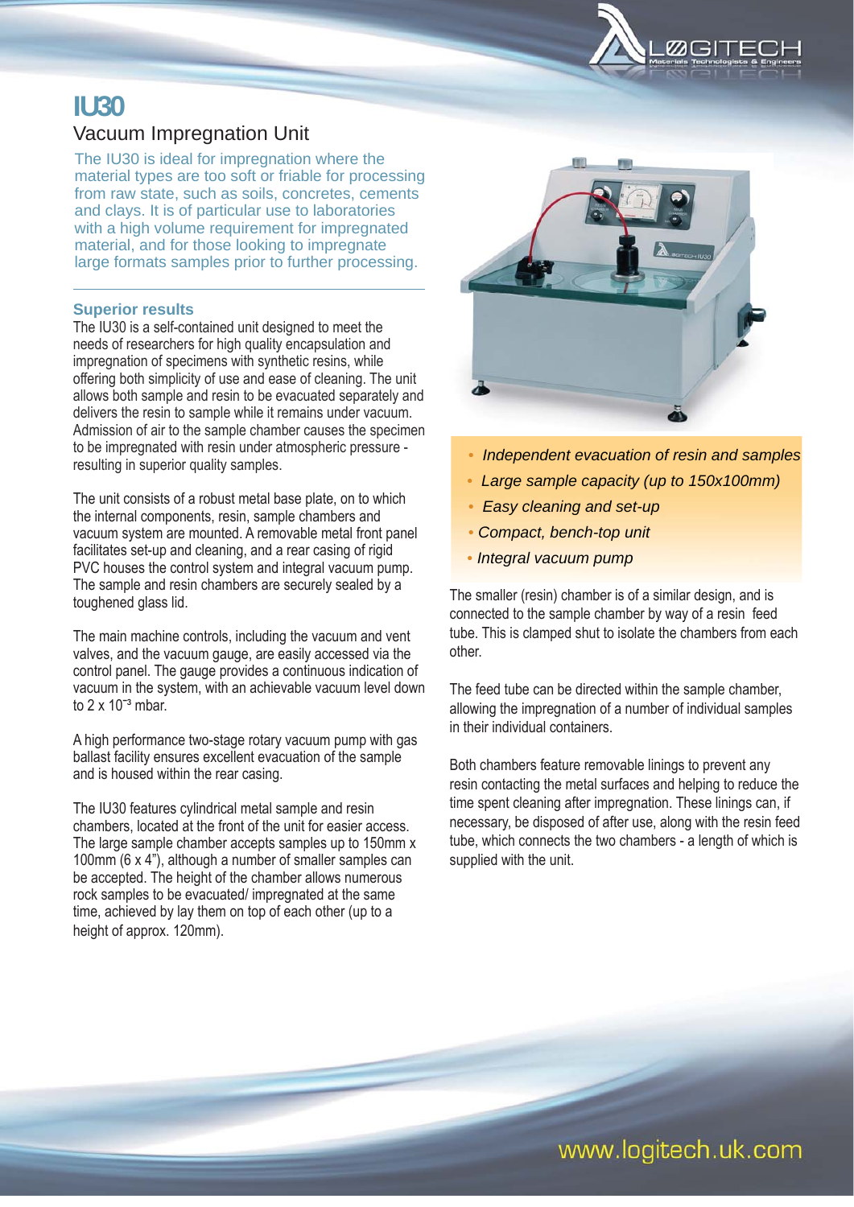# IU30

## Vacuum Impregnation Unit

The IU30 is ideal for impregnation where the material types are too soft or friable for processing from raw state, such as soils, concretes, cements and clays. It is of particular use to laboratories with a high volume requirement for impregnated material, and for those looking to impregnate large formats samples prior to further processing.

### Superior results

The IU30 is a self-contained unit designed to meet the needs of researchers for high quality encapsulation and impregnation of specimens with synthetic resins, while offering both simplicity of use and ease of cleaning. The unit allows both sample and resin to be evacuated separately and delivers the resin to sample while it remains under vacuum. Admission of air to the sample chamber causes the specimen to be impregnated with resin under atmospheric pressure - resulting in superior quality samples.

The unit consists of a robust metal base plate, on to which the internal components, resin, sample chambers and vacuum system are mounted. A removable metal front panel facilitates set-up and cleaning, and a rear casing of rigid PVC houses the control system and integral vacuum pump. The sample and resin chambers are securely sealed by a toughened glass lid.

The main machine controls, including the vacuum and vent valves, and the vacuum gauge, are easily accessed via the control panel. The gauge provides a continuous indication of vacuum in the system, with an achievable vacuum level down to $2 \times 10^{-3}$ mbar.

A high performance two-stage rotary vacuum pump with gas ballast facility ensures excellent evacuation of the sample and is housed within the rear casing.

The IU30 features cylindrical metal sample and resin chambers, located at the front of the unit for easier access. The large sample chamber accepts samples up to 150mm x 100mm (6 x 4"), although a number of smaller samples can be accepted. The height of the chamber allows numerous rock samples to be evacuated/ impregnated at the same time, achieved by lay them on top of each other (up to a height of approx. 120mm).

- *Independent evacuation of resin and samples*
- *Large sample capacity (up to 150x100mm)*
- *Easy cleaning and set-up*
- *Compact, bench-top unit*
- *Integral vacuum pump*

The smaller (resin) chamber is of a similar design, and is connected to the sample chamber by way of a resin feed tube. This is clamped shut to isolate the chambers from each other.

The feed tube can be directed within the sample chamber, allowing the impregnation of a number of individual samples in their individual containers.

Both chambers feature removable linings to prevent any resin contacting the metal surfaces and helping to reduce the time spent cleaning after impregnation. These linings can, if necessary, be disposed of after use, along with the resin feed tube, which connects the two chambers - a length of which is supplied with the unit.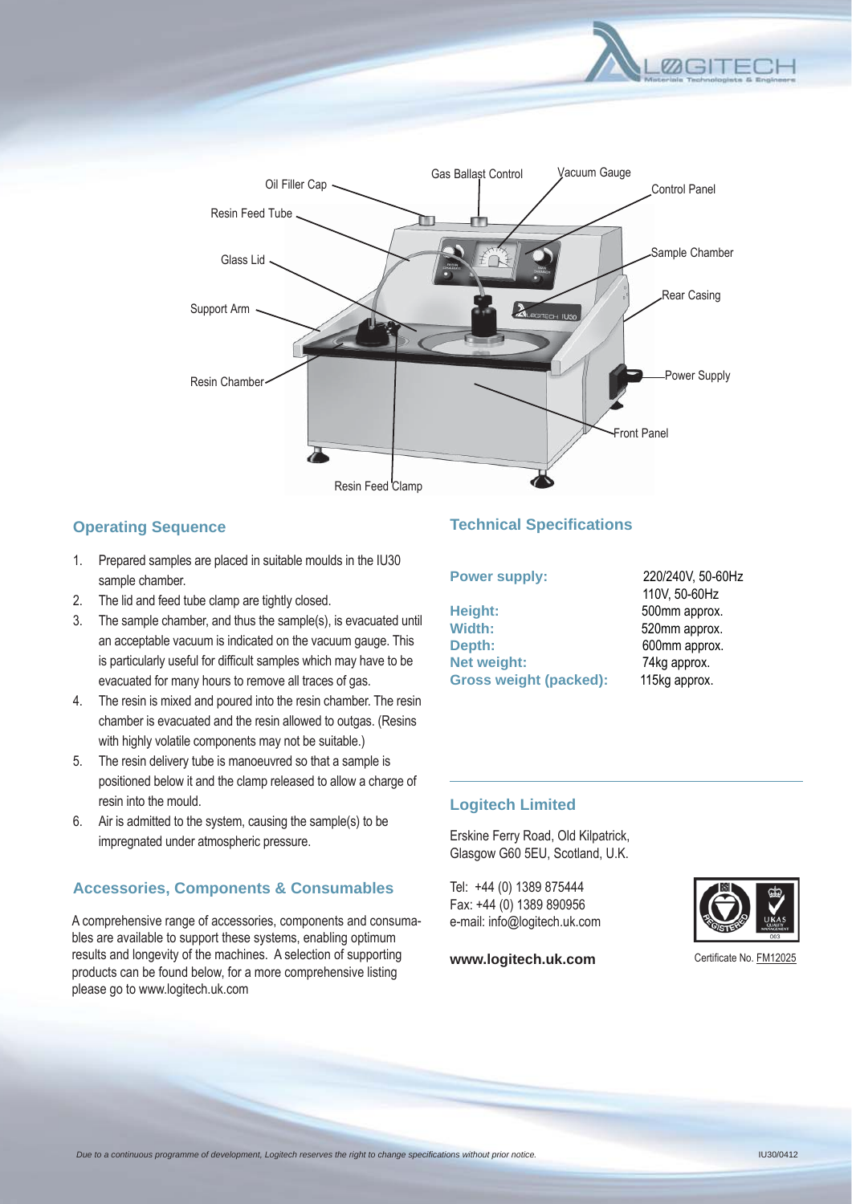Oil Filler Cap
Resin Feed Tube
Glass Lid
Support Arm
Resin Chamber
Resin Feed Clamp
Gas Ballast Control
Vacuum Gauge
Control Panel
Sample Chamber
Rear Casing
Power Supply
Front Panel

## Operating Sequence

1. Prepared samples are placed in suitable moulds in the IU30 sample chamber.
2. The lid and feed tube clamp are tightly closed.
3. The sample chamber, and thus the sample(s), is evacuated until an acceptable vacuum is indicated on the vacuum gauge. This is particularly useful for difficult samples which may have to be evacuated for many hours to remove all traces of gas.
4. The resin is mixed and poured into the resin chamber. The resin chamber is evacuated and the resin allowed to outgas. (Resins with highly volatile components may not be suitable.)
5. The resin delivery tube is manoeuvred so that a sample is positioned below it and the clamp released to allow a charge of resin into the mould.
6. Air is admitted to the system, causing the sample(s) to be impregnated under atmospheric pressure.

## Accessories, Components & Consumables

A comprehensive range of accessories, components and consumables are available to support these systems, enabling optimum results and longevity of the machines. A selection of supporting products can be found below, for a more comprehensive listing please go to www.logitech.uk.com

## Technical Specifications

| | |
|---|---|
| **Power supply:** | 220/240V, 50-60Hz<br>110V, 50-60Hz |
| **Height:** | 500mm approx. |
| **Width:** | 520mm approx. |
| **Depth:** | 600mm approx. |
| **Net weight:** | 74kg approx. |
| **Gross weight (packed):** | 115kg approx. |

## Logitech Limited

Erskine Ferry Road, Old Kilpatrick,
Glasgow G60 5EU, Scotland, U.K.

Tel: +44 (0) 1389 875444
Fax: +44 (0) 1389 890956
e-mail: info@logitech.uk.com

**www.logitech.uk.com**

Certificate No. FM12025

*Due to a continuous programme of development, Logitech reserves the right to change specifications without prior notice.*

IU30/0412